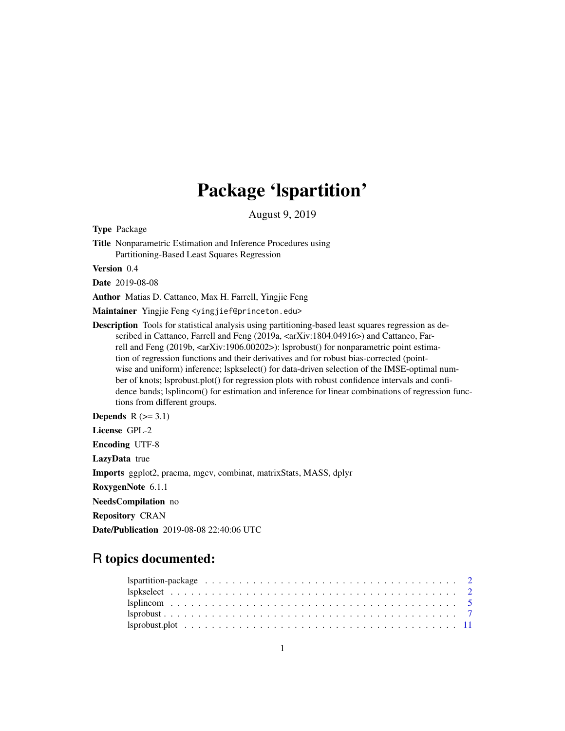# Package 'lspartition'

August 9, 2019

**Type** Package

**Title** Nonparametric Estimation and Inference Procedures using Partitioning-Based Least Squares Regression

**Version** 0.4

**Date** 2019-08-08

**Author** Matias D. Cattaneo, Max H. Farrell, Yingjie Feng

**Maintainer** Yingjie Feng <yingjief@princeton.edu>

**Description** Tools for statistical analysis using partitioning-based least squares regression as described in Cattaneo, Farrell and Feng (2019a, <arXiv:1804.04916>) and Cattaneo, Farrell and Feng (2019b, <arXiv:1906.00202>): lsprobust() for nonparametric point estimation of regression functions and their derivatives and for robust bias-corrected (pointwise and uniform) inference; lspkselect() for data-driven selection of the IMSE-optimal number of knots; lsprobust.plot() for regression plots with robust confidence intervals and confidence bands; lsplincom() for estimation and inference for linear combinations of regression functions from different groups.

**Depends** R (>= 3.1)

**License** GPL-2

**Encoding** UTF-8

**LazyData** true

**Imports** ggplot2, pracma, mgcv, combinat, matrixStats, MASS, dplyr

**RoxygenNote** 6.1.1

**NeedsCompilation** no

**Repository** CRAN

**Date/Publication** 2019-08-08 22:40:06 UTC

## R topics documented:

| | |
|---|---|
| lspartition-package | 2 |
| lspkselect | 2 |
| lsplincom | 5 |
| lsprobust | 7 |
| lsprobust.plot | 11 |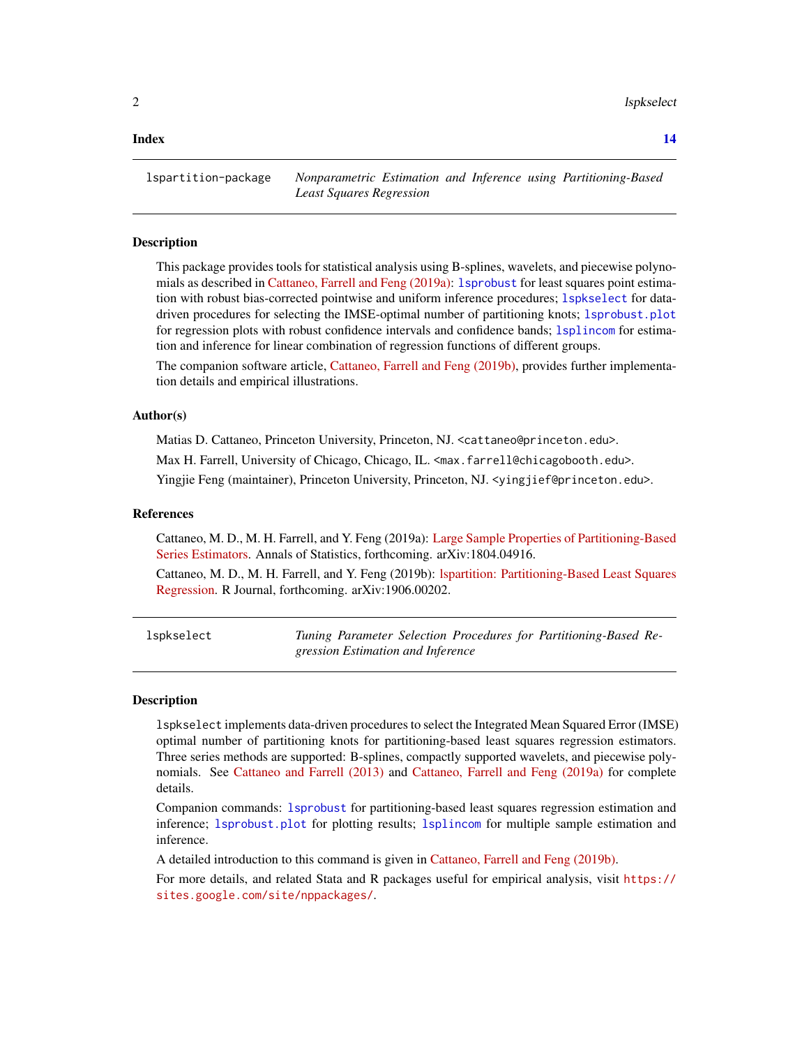**Index** **14**

---

`lspartition-package` *Nonparametric Estimation and Inference using Partitioning-Based Least Squares Regression*

---

### Description

This package provides tools for statistical analysis using B-splines, wavelets, and piecewise polynomials as described in Cattaneo, Farrell and Feng (2019a): `lsprobust` for least squares point estimation with robust bias-corrected pointwise and uniform inference procedures; `lspkselect` for data-driven procedures for selecting the IMSE-optimal number of partitioning knots; `lsprobust.plot` for regression plots with robust confidence intervals and confidence bands; `lsplincom` for estimation and inference for linear combination of regression functions of different groups.

The companion software article, Cattaneo, Farrell and Feng (2019b), provides further implementation details and empirical illustrations.

### Author(s)

Matias D. Cattaneo, Princeton University, Princeton, NJ. <cattaneo@princeton.edu>.

Max H. Farrell, University of Chicago, Chicago, IL. <max.farrell@chicagobooth.edu>.

Yingjie Feng (maintainer), Princeton University, Princeton, NJ. <yingjief@princeton.edu>.

### References

Cattaneo, M. D., M. H. Farrell, and Y. Feng (2019a): Large Sample Properties of Partitioning-Based Series Estimators. Annals of Statistics, forthcoming. arXiv:1804.04916.

Cattaneo, M. D., M. H. Farrell, and Y. Feng (2019b): lspartition: Partitioning-Based Least Squares Regression. R Journal, forthcoming. arXiv:1906.00202.

---

`lspkselect` *Tuning Parameter Selection Procedures for Partitioning-Based Regression Estimation and Inference*

---

### Description

`lspkselect` implements data-driven procedures to select the Integrated Mean Squared Error (IMSE) optimal number of partitioning knots for partitioning-based least squares regression estimators. Three series methods are supported: B-splines, compactly supported wavelets, and piecewise polynomials. See Cattaneo and Farrell (2013) and Cattaneo, Farrell and Feng (2019a) for complete details.

Companion commands: `lsprobust` for partitioning-based least squares regression estimation and inference; `lsprobust.plot` for plotting results; `lsplincom` for multiple sample estimation and inference.

A detailed introduction to this command is given in Cattaneo, Farrell and Feng (2019b).

For more details, and related Stata and R packages useful for empirical analysis, visit `https://sites.google.com/site/nppackages/`.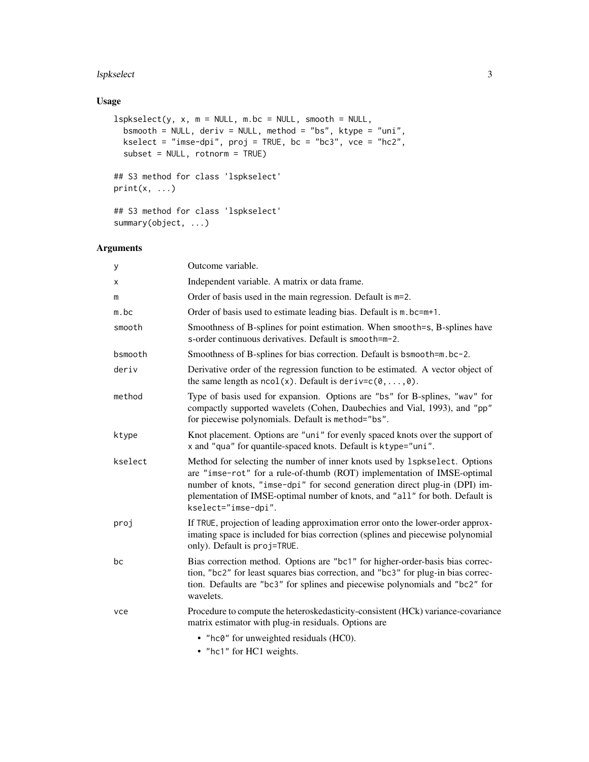## Usage

```
lspkselect(y, x, m = NULL, m.bc = NULL, smooth = NULL,
  bsmooth = NULL, deriv = NULL, method = "bs", ktype = "uni",
  kselect = "imse-dpi", proj = TRUE, bc = "bc3", vce = "hc2",
  subset = NULL, rotnorm = TRUE)

## S3 method for class 'lspkselect'
print(x, ...)

## S3 method for class 'lspkselect'
summary(object, ...)
```

## Arguments

| | |
|---|---|
| `y` | Outcome variable. |
| `x` | Independent variable. A matrix or data frame. |
| `m` | Order of basis used in the main regression. Default is `m=2`. |
| `m.bc` | Order of basis used to estimate leading bias. Default is `m.bc=m+1`. |
| `smooth` | Smoothness of B-splines for point estimation. When `smooth=s`, B-splines have s-order continuous derivatives. Default is `smooth=m-2`. |
| `bsmooth` | Smoothness of B-splines for bias correction. Default is `bsmooth=m.bc-2`. |
| `deriv` | Derivative order of the regression function to be estimated. A vector object of the same length as `ncol(x)`. Default is `deriv=c(0,...,0)`. |
| `method` | Type of basis used for expansion. Options are `"bs"` for B-splines, `"wav"` for compactly supported wavelets (Cohen, Daubechies and Vial, 1993), and `"pp"` for piecewise polynomials. Default is `method="bs"`. |
| `ktype` | Knot placement. Options are `"uni"` for evenly spaced knots over the support of `x` and `"qua"` for quantile-spaced knots. Default is `ktype="uni"`. |
| `kselect` | Method for selecting the number of inner knots used by `lspkselect`. Options are `"imse-rot"` for a rule-of-thumb (ROT) implementation of IMSE-optimal number of knots, `"imse-dpi"` for second generation direct plug-in (DPI) implementation of IMSE-optimal number of knots, and `"all"` for both. Default is `kselect="imse-dpi"`. |
| `proj` | If `TRUE`, projection of leading approximation error onto the lower-order approximating space is included for bias correction (splines and piecewise polynomial only). Default is `proj=TRUE`. |
| `bc` | Bias correction method. Options are `"bc1"` for higher-order-basis bias correction, `"bc2"` for least squares bias correction, and `"bc3"` for plug-in bias correction. Defaults are `"bc3"` for splines and piecewise polynomials and `"bc2"` for wavelets. |
| `vce` | Procedure to compute the heteroskedasticity-consistent (HCk) variance-covariance matrix estimator with plug-in residuals. Options are <br>• `"hc0"` for unweighted residuals (HC0). <br>• `"hc1"` for HC1 weights. |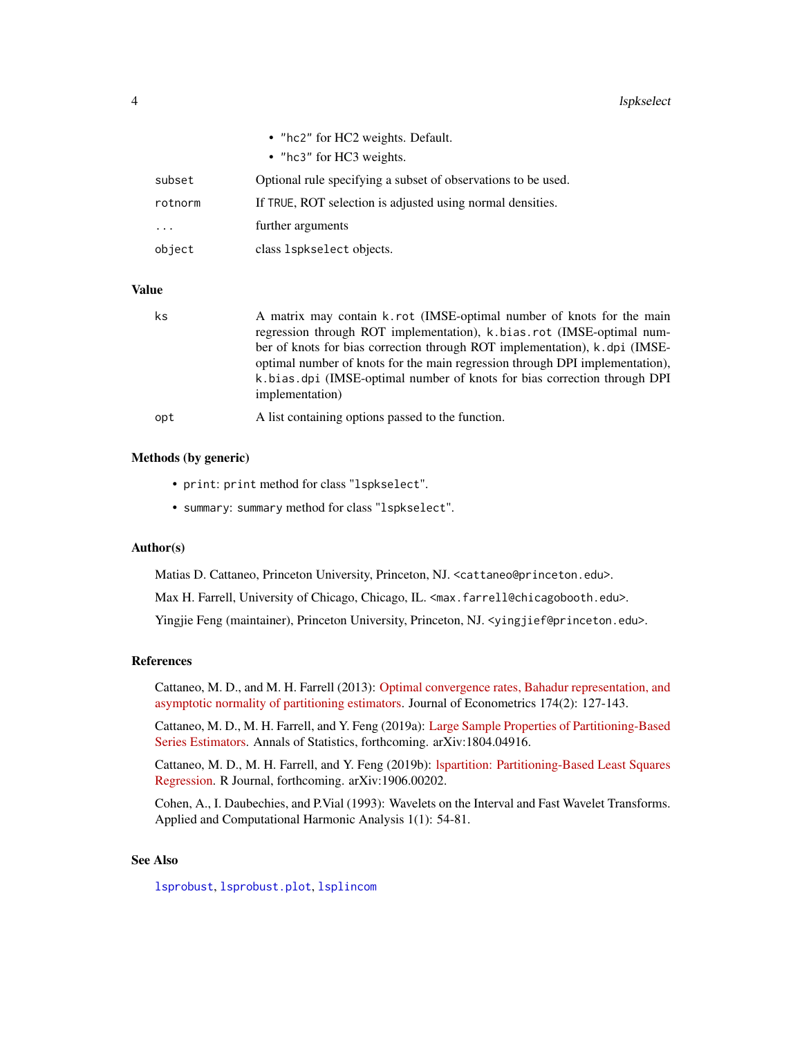- "hc2" for HC2 weights. Default.
- "hc3" for HC3 weights.

| | |
|---|---|
| subset | Optional rule specifying a subset of observations to be used. |
| rotnorm | If TRUE, ROT selection is adjusted using normal densities. |
| ... | further arguments |
| object | class lspkselect objects. |

## Value

| | |
|---|---|
| ks | A matrix may contain k.rot (IMSE-optimal number of knots for the main regression through ROT implementation), k.bias.rot (IMSE-optimal number of knots for bias correction through ROT implementation), k.dpi (IMSE-optimal number of knots for the main regression through DPI implementation), k.bias.dpi (IMSE-optimal number of knots for bias correction through DPI implementation) |
| opt | A list containing options passed to the function. |

### Methods (by generic)

- print: print method for class "lspkselect".
- summary: summary method for class "lspkselect".

### Author(s)

Matias D. Cattaneo, Princeton University, Princeton, NJ. <cattaneo@princeton.edu>.

Max H. Farrell, University of Chicago, Chicago, IL. <max.farrell@chicagobooth.edu>.

Yingjie Feng (maintainer), Princeton University, Princeton, NJ. <yingjief@princeton.edu>.

### References

Cattaneo, M. D., and M. H. Farrell (2013): Optimal convergence rates, Bahadur representation, and asymptotic normality of partitioning estimators. Journal of Econometrics 174(2): 127-143.

Cattaneo, M. D., M. H. Farrell, and Y. Feng (2019a): Large Sample Properties of Partitioning-Based Series Estimators. Annals of Statistics, forthcoming. arXiv:1804.04916.

Cattaneo, M. D., M. H. Farrell, and Y. Feng (2019b): lspartition: Partitioning-Based Least Squares Regression. R Journal, forthcoming. arXiv:1906.00202.

Cohen, A., I. Daubechies, and P.Vial (1993): Wavelets on the Interval and Fast Wavelet Transforms. Applied and Computational Harmonic Analysis 1(1): 54-81.

### See Also

lsprobust, lsprobust.plot, lsplincom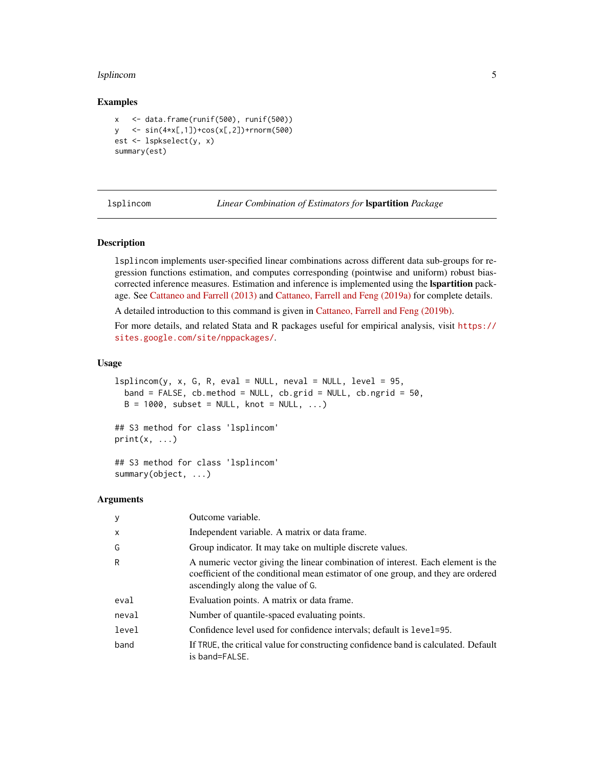## Examples

```
x   <- data.frame(runif(500), runif(500))
y   <- sin(4*x[,1])+cos(x[,2])+rnorm(500)
est <- lspkselect(y, x)
summary(est)
```

---

## lsplincom — *Linear Combination of Estimators for* **lspartition** *Package*

---

### Description

lsplincom implements user-specified linear combinations across different data sub-groups for regression functions estimation, and computes corresponding (pointwise and uniform) robust bias-corrected inference measures. Estimation and inference is implemented using the **lspartition** package. See Cattaneo and Farrell (2013) and Cattaneo, Farrell and Feng (2019a) for complete details.

A detailed introduction to this command is given in Cattaneo, Farrell and Feng (2019b).

For more details, and related Stata and R packages useful for empirical analysis, visit https://sites.google.com/site/nppackages/.

### Usage

```
lsplincom(y, x, G, R, eval = NULL, neval = NULL, level = 95,
  band = FALSE, cb.method = NULL, cb.grid = NULL, cb.ngrid = 50,
  B = 1000, subset = NULL, knot = NULL, ...)

## S3 method for class 'lsplincom'
print(x, ...)

## S3 method for class 'lsplincom'
summary(object, ...)
```

### Arguments

| | |
|---|---|
| y | Outcome variable. |
| x | Independent variable. A matrix or data frame. |
| G | Group indicator. It may take on multiple discrete values. |
| R | A numeric vector giving the linear combination of interest. Each element is the coefficient of the conditional mean estimator of one group, and they are ordered ascendingly along the value of G. |
| eval | Evaluation points. A matrix or data frame. |
| neval | Number of quantile-spaced evaluating points. |
| level | Confidence level used for confidence intervals; default is level=95. |
| band | If TRUE, the critical value for constructing confidence band is calculated. Default is band=FALSE. |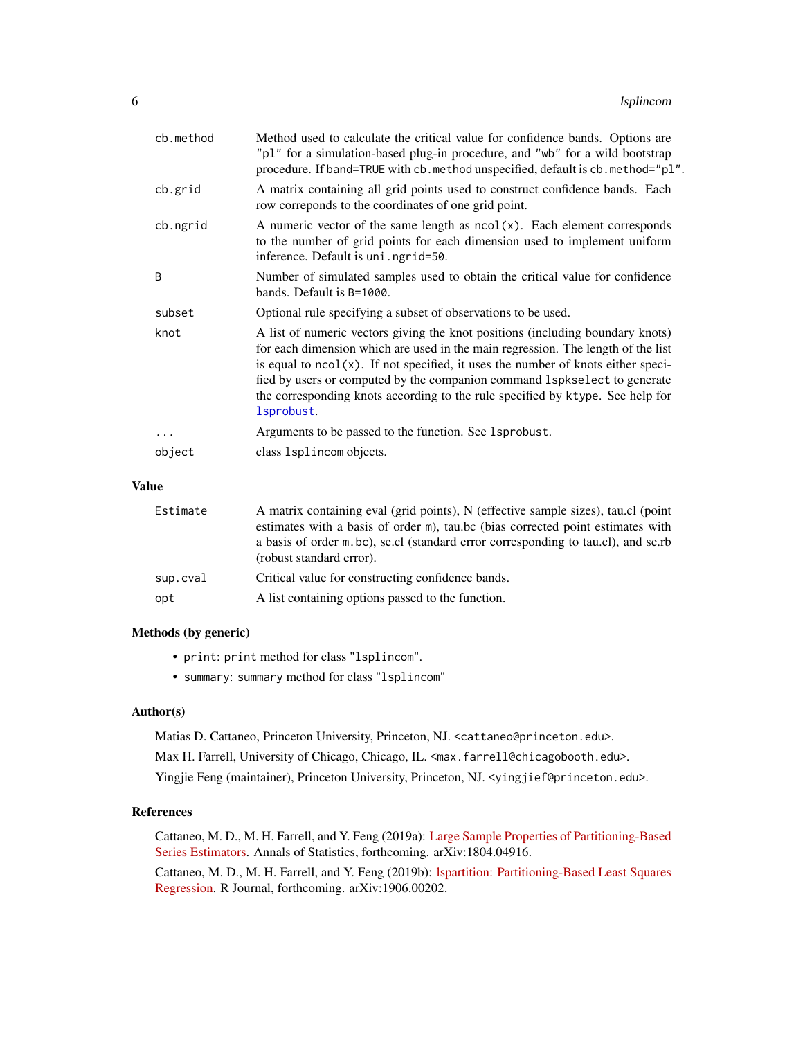| | |
|---|---|
| `cb.method` | Method used to calculate the critical value for confidence bands. Options are `"pl"` for a simulation-based plug-in procedure, and `"wb"` for a wild bootstrap procedure. If `band=TRUE` with `cb.method` unspecified, default is `cb.method="pl"`. |
| `cb.grid` | A matrix containing all grid points used to construct confidence bands. Each row correponds to the coordinates of one grid point. |
| `cb.ngrid` | A numeric vector of the same length as `ncol(x)`. Each element corresponds to the number of grid points for each dimension used to implement uniform inference. Default is `uni.ngrid=50`. |
| `B` | Number of simulated samples used to obtain the critical value for confidence bands. Default is `B=1000`. |
| `subset` | Optional rule specifying a subset of observations to be used. |
| `knot` | A list of numeric vectors giving the knot positions (including boundary knots) for each dimension which are used in the main regression. The length of the list is equal to `ncol(x)`. If not specified, it uses the number of knots either specified by users or computed by the companion command `lspkselect` to generate the corresponding knots according to the rule specified by `ktype`. See help for `lsprobust`. |
| `...` | Arguments to be passed to the function. See `lsprobust`. |
| `object` | class `lsplincom` objects. |

## Value

| | |
|---|---|
| `Estimate` | A matrix containing eval (grid points), N (effective sample sizes), tau.cl (point estimates with a basis of order `m`), tau.bc (bias corrected point estimates with a basis of order `m.bc`), se.cl (standard error corresponding to tau.cl), and se.rb (robust standard error). |
| `sup.cval` | Critical value for constructing confidence bands. |
| `opt` | A list containing options passed to the function. |

## Methods (by generic)

- `print`: `print` method for class `"lsplincom"`.
- `summary`: `summary` method for class `"lsplincom"`

## Author(s)

Matias D. Cattaneo, Princeton University, Princeton, NJ. `<cattaneo@princeton.edu>`.

Max H. Farrell, University of Chicago, Chicago, IL. `<max.farrell@chicagobooth.edu>`.

Yingjie Feng (maintainer), Princeton University, Princeton, NJ. `<yingjief@princeton.edu>`.

## References

Cattaneo, M. D., M. H. Farrell, and Y. Feng (2019a): Large Sample Properties of Partitioning-Based Series Estimators. Annals of Statistics, forthcoming. arXiv:1804.04916.

Cattaneo, M. D., M. H. Farrell, and Y. Feng (2019b): lspartition: Partitioning-Based Least Squares Regression. R Journal, forthcoming. arXiv:1906.00202.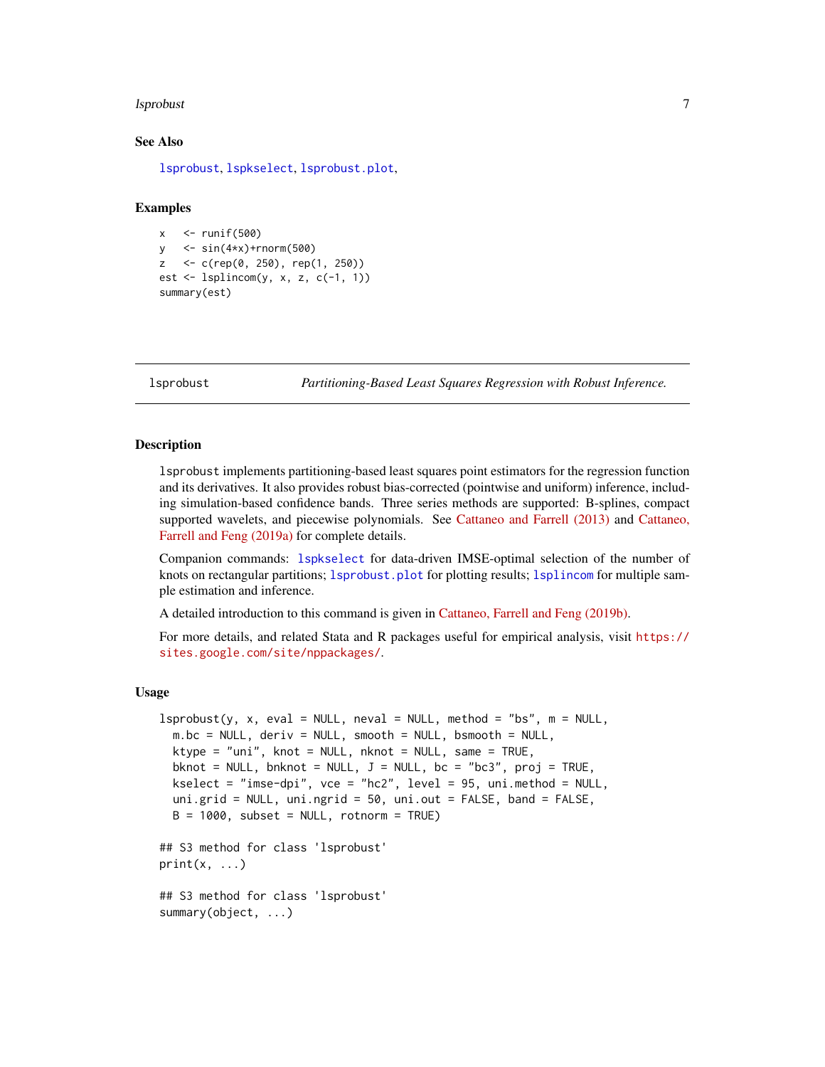## See Also

lsprobust, lspkselect, lsprobust.plot,

## Examples

```
x   <- runif(500)
y   <- sin(4*x)+rnorm(500)
z   <- c(rep(0, 250), rep(1, 250))
est <- lsplincom(y, x, z, c(-1, 1))
summary(est)
```

---

lsprobust — *Partitioning-Based Least Squares Regression with Robust Inference.*

---

## Description

lsprobust implements partitioning-based least squares point estimators for the regression function and its derivatives. It also provides robust bias-corrected (pointwise and uniform) inference, including simulation-based confidence bands. Three series methods are supported: B-splines, compact supported wavelets, and piecewise polynomials. See Cattaneo and Farrell (2013) and Cattaneo, Farrell and Feng (2019a) for complete details.

Companion commands: lspkselect for data-driven IMSE-optimal selection of the number of knots on rectangular partitions; lsprobust.plot for plotting results; lsplincom for multiple sample estimation and inference.

A detailed introduction to this command is given in Cattaneo, Farrell and Feng (2019b).

For more details, and related Stata and R packages useful for empirical analysis, visit https://sites.google.com/site/nppackages/.

## Usage

```
lsprobust(y, x, eval = NULL, neval = NULL, method = "bs", m = NULL,
  m.bc = NULL, deriv = NULL, smooth = NULL, bsmooth = NULL,
  ktype = "uni", knot = NULL, nknot = NULL, same = TRUE,
  bknot = NULL, bnknot = NULL, J = NULL, bc = "bc3", proj = TRUE,
  kselect = "imse-dpi", vce = "hc2", level = 95, uni.method = NULL,
  uni.grid = NULL, uni.ngrid = 50, uni.out = FALSE, band = FALSE,
  B = 1000, subset = NULL, rotnorm = TRUE)

## S3 method for class 'lsprobust'
print(x, ...)

## S3 method for class 'lsprobust'
summary(object, ...)
```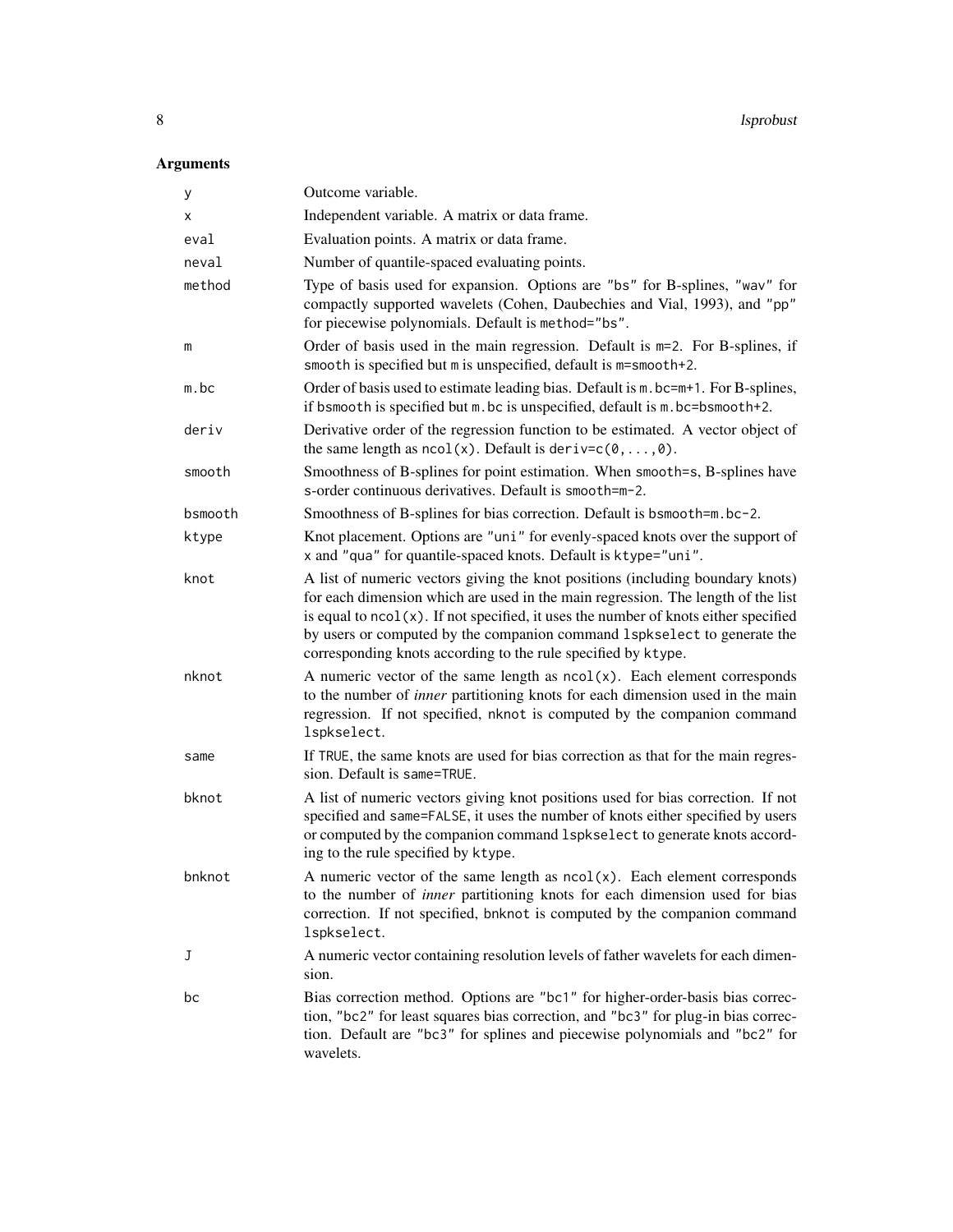## Arguments

| | |
|---|---|
| `y` | Outcome variable. |
| `x` | Independent variable. A matrix or data frame. |
| `eval` | Evaluation points. A matrix or data frame. |
| `neval` | Number of quantile-spaced evaluating points. |
| `method` | Type of basis used for expansion. Options are "bs" for B-splines, "wav" for compactly supported wavelets (Cohen, Daubechies and Vial, 1993), and "pp" for piecewise polynomials. Default is `method="bs"`. |
| `m` | Order of basis used in the main regression. Default is `m=2`. For B-splines, if `smooth` is specified but `m` is unspecified, default is `m=smooth+2`. |
| `m.bc` | Order of basis used to estimate leading bias. Default is `m.bc=m+1`. For B-splines, if `bsmooth` is specified but `m.bc` is unspecified, default is `m.bc=bsmooth+2`. |
| `deriv` | Derivative order of the regression function to be estimated. A vector object of the same length as `ncol(x)`. Default is `deriv=c(0,...,0)`. |
| `smooth` | Smoothness of B-splines for point estimation. When `smooth=s`, B-splines have s-order continuous derivatives. Default is `smooth=m-2`. |
| `bsmooth` | Smoothness of B-splines for bias correction. Default is `bsmooth=m.bc-2`. |
| `ktype` | Knot placement. Options are "uni" for evenly-spaced knots over the support of `x` and "qua" for quantile-spaced knots. Default is `ktype="uni"`. |
| `knot` | A list of numeric vectors giving the knot positions (including boundary knots) for each dimension which are used in the main regression. The length of the list is equal to `ncol(x)`. If not specified, it uses the number of knots either specified by users or computed by the companion command `lspkselect` to generate the corresponding knots according to the rule specified by `ktype`. |
| `nknot` | A numeric vector of the same length as `ncol(x)`. Each element corresponds to the number of *inner* partitioning knots for each dimension used in the main regression. If not specified, `nknot` is computed by the companion command `lspkselect`. |
| `same` | If `TRUE`, the same knots are used for bias correction as that for the main regression. Default is `same=TRUE`. |
| `bknot` | A list of numeric vectors giving knot positions used for bias correction. If not specified and `same=FALSE`, it uses the number of knots either specified by users or computed by the companion command `lspkselect` to generate knots according to the rule specified by `ktype`. |
| `bnknot` | A numeric vector of the same length as `ncol(x)`. Each element corresponds to the number of *inner* partitioning knots for each dimension used for bias correction. If not specified, `bnknot` is computed by the companion command `lspkselect`. |
| `J` | A numeric vector containing resolution levels of father wavelets for each dimension. |
| `bc` | Bias correction method. Options are "bc1" for higher-order-basis bias correction, "bc2" for least squares bias correction, and "bc3" for plug-in bias correction. Default are "bc3" for splines and piecewise polynomials and "bc2" for wavelets. |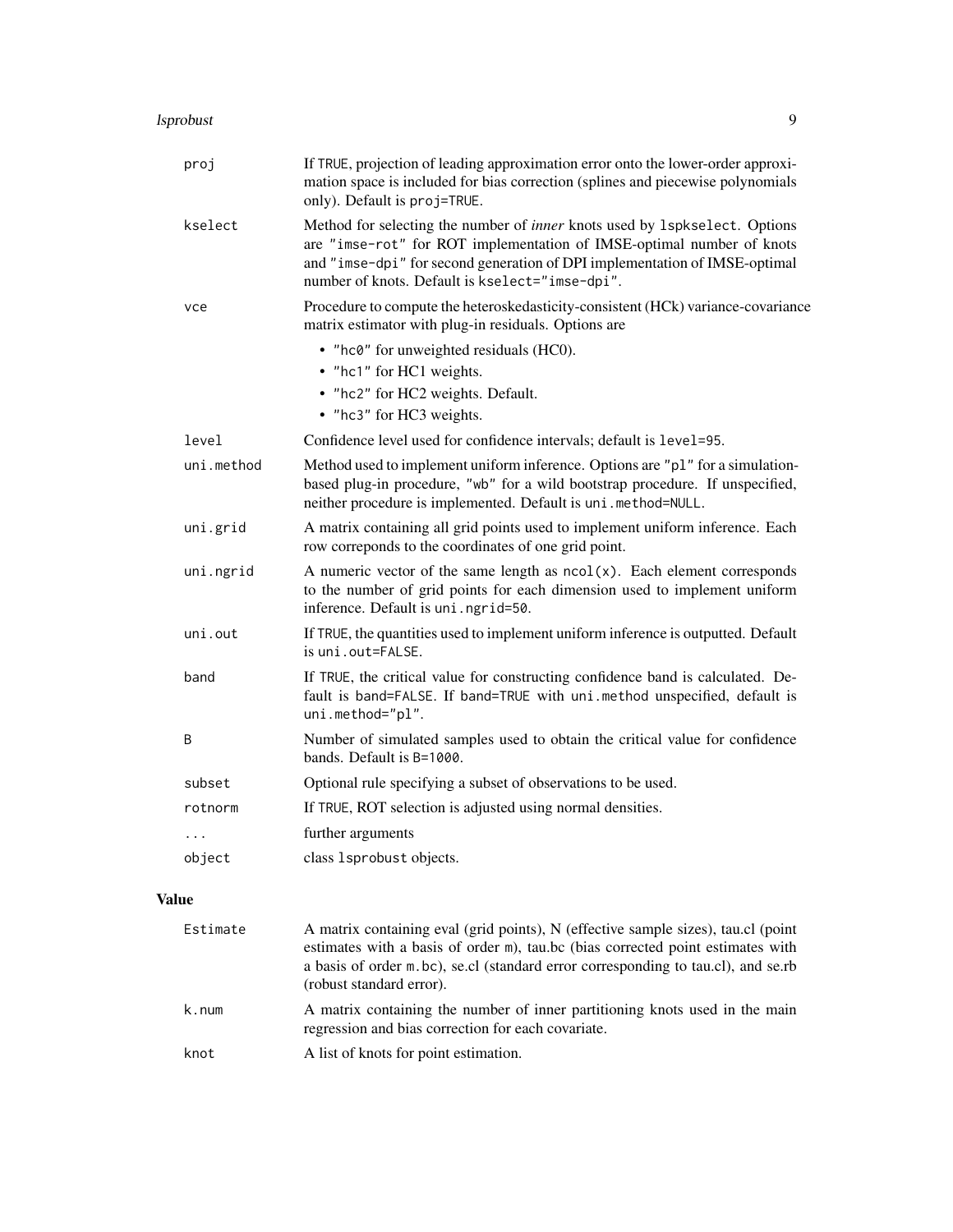| | |
|---|---|
| `proj` | If `TRUE`, projection of leading approximation error onto the lower-order approximation space is included for bias correction (splines and piecewise polynomials only). Default is `proj=TRUE`. |
| `kselect` | Method for selecting the number of *inner* knots used by `lspkselect`. Options are `"imse-rot"` for ROT implementation of IMSE-optimal number of knots and `"imse-dpi"` for second generation of DPI implementation of IMSE-optimal number of knots. Default is `kselect="imse-dpi"`. |
| `vce` | Procedure to compute the heteroskedasticity-consistent (HCk) variance-covariance matrix estimator with plug-in residuals. Options are <br>• `"hc0"` for unweighted residuals (HC0). <br>• `"hc1"` for HC1 weights. <br>• `"hc2"` for HC2 weights. Default. <br>• `"hc3"` for HC3 weights. |
| `level` | Confidence level used for confidence intervals; default is `level=95`. |
| `uni.method` | Method used to implement uniform inference. Options are `"pl"` for a simulation-based plug-in procedure, `"wb"` for a wild bootstrap procedure. If unspecified, neither procedure is implemented. Default is `uni.method=NULL`. |
| `uni.grid` | A matrix containing all grid points used to implement uniform inference. Each row correponds to the coordinates of one grid point. |
| `uni.ngrid` | A numeric vector of the same length as `ncol(x)`. Each element corresponds to the number of grid points for each dimension used to implement uniform inference. Default is `uni.ngrid=50`. |
| `uni.out` | If `TRUE`, the quantities used to implement uniform inference is outputted. Default is `uni.out=FALSE`. |
| `band` | If `TRUE`, the critical value for constructing confidence band is calculated. Default is `band=FALSE`. If `band=TRUE` with `uni.method` unspecified, default is `uni.method="pl"`. |
| `B` | Number of simulated samples used to obtain the critical value for confidence bands. Default is `B=1000`. |
| `subset` | Optional rule specifying a subset of observations to be used. |
| `rotnorm` | If `TRUE`, ROT selection is adjusted using normal densities. |
| `...` | further arguments |
| `object` | class `lsprobust` objects. |

## Value

| | |
|---|---|
| `Estimate` | A matrix containing eval (grid points), N (effective sample sizes), tau.cl (point estimates with a basis of order `m`), tau.bc (bias corrected point estimates with a basis of order `m.bc`), se.cl (standard error corresponding to tau.cl), and se.rb (robust standard error). |
| `k.num` | A matrix containing the number of inner partitioning knots used in the main regression and bias correction for each covariate. |
| `knot` | A list of knots for point estimation. |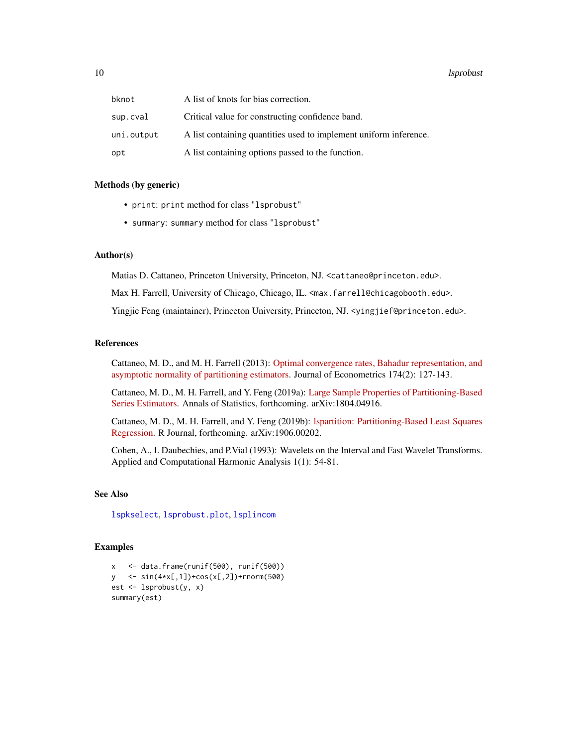| | |
|---|---|
| bknot | A list of knots for bias correction. |
| sup.cval | Critical value for constructing confidence band. |
| uni.output | A list containing quantities used to implement uniform inference. |
| opt | A list containing options passed to the function. |

### Methods (by generic)

- `print`: `print` method for class "`lsprobust`"
- `summary`: `summary` method for class "`lsprobust`"

### Author(s)

Matias D. Cattaneo, Princeton University, Princeton, NJ. <cattaneo@princeton.edu>.

Max H. Farrell, University of Chicago, Chicago, IL. <max.farrell@chicagobooth.edu>.

Yingjie Feng (maintainer), Princeton University, Princeton, NJ. <yingjief@princeton.edu>.

### References

Cattaneo, M. D., and M. H. Farrell (2013): Optimal convergence rates, Bahadur representation, and asymptotic normality of partitioning estimators. Journal of Econometrics 174(2): 127-143.

Cattaneo, M. D., M. H. Farrell, and Y. Feng (2019a): Large Sample Properties of Partitioning-Based Series Estimators. Annals of Statistics, forthcoming. arXiv:1804.04916.

Cattaneo, M. D., M. H. Farrell, and Y. Feng (2019b): lspartition: Partitioning-Based Least Squares Regression. R Journal, forthcoming. arXiv:1906.00202.

Cohen, A., I. Daubechies, and P.Vial (1993): Wavelets on the Interval and Fast Wavelet Transforms. Applied and Computational Harmonic Analysis 1(1): 54-81.

### See Also

`lspkselect`, `lsprobust.plot`, `lsplincom`

### Examples

```
x   <- data.frame(runif(500), runif(500))
y   <- sin(4*x[,1])+cos(x[,2])+rnorm(500)
est <- lsprobust(y, x)
summary(est)
```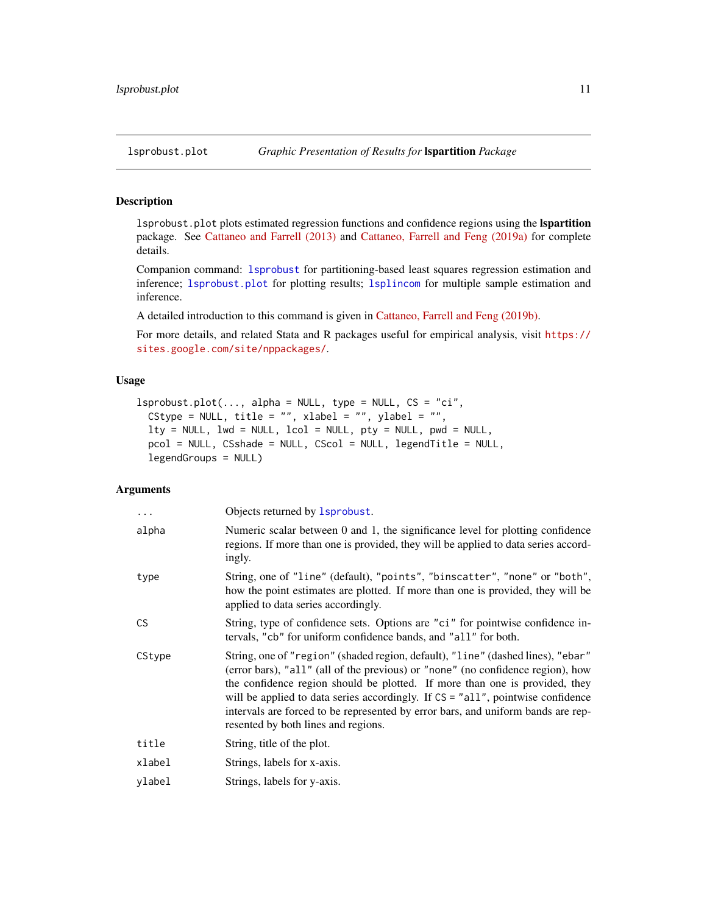## lsprobust.plot — *Graphic Presentation of Results for* **lspartition** *Package*

### Description

`lsprobust.plot` plots estimated regression functions and confidence regions using the **lspartition** package. See Cattaneo and Farrell (2013) and Cattaneo, Farrell and Feng (2019a) for complete details.

Companion command: `lsprobust` for partitioning-based least squares regression estimation and inference; `lsprobust.plot` for plotting results; `lsplincom` for multiple sample estimation and inference.

A detailed introduction to this command is given in Cattaneo, Farrell and Feng (2019b).

For more details, and related Stata and R packages useful for empirical analysis, visit https://sites.google.com/site/nppackages/.

### Usage

```
lsprobust.plot(..., alpha = NULL, type = NULL, CS = "ci",
  CStype = NULL, title = "", xlabel = "", ylabel = "",
  lty = NULL, lwd = NULL, lcol = NULL, pty = NULL, pwd = NULL,
  pcol = NULL, CSshade = NULL, CScol = NULL, legendTitle = NULL,
  legendGroups = NULL)
```

### Arguments

| | |
|---|---|
| `...` | Objects returned by `lsprobust`. |
| `alpha` | Numeric scalar between 0 and 1, the significance level for plotting confidence regions. If more than one is provided, they will be applied to data series accordingly. |
| `type` | String, one of `"line"` (default), `"points"`, `"binscatter"`, `"none"` or `"both"`, how the point estimates are plotted. If more than one is provided, they will be applied to data series accordingly. |
| `CS` | String, type of confidence sets. Options are `"ci"` for pointwise confidence intervals, `"cb"` for uniform confidence bands, and `"all"` for both. |
| `CStype` | String, one of `"region"` (shaded region, default), `"line"` (dashed lines), `"ebar"` (error bars), `"all"` (all of the previous) or `"none"` (no confidence region), how the confidence region should be plotted. If more than one is provided, they will be applied to data series accordingly. If `CS = "all"`, pointwise confidence intervals are forced to be represented by error bars, and uniform bands are represented by both lines and regions. |
| `title` | String, title of the plot. |
| `xlabel` | Strings, labels for x-axis. |
| `ylabel` | Strings, labels for y-axis. |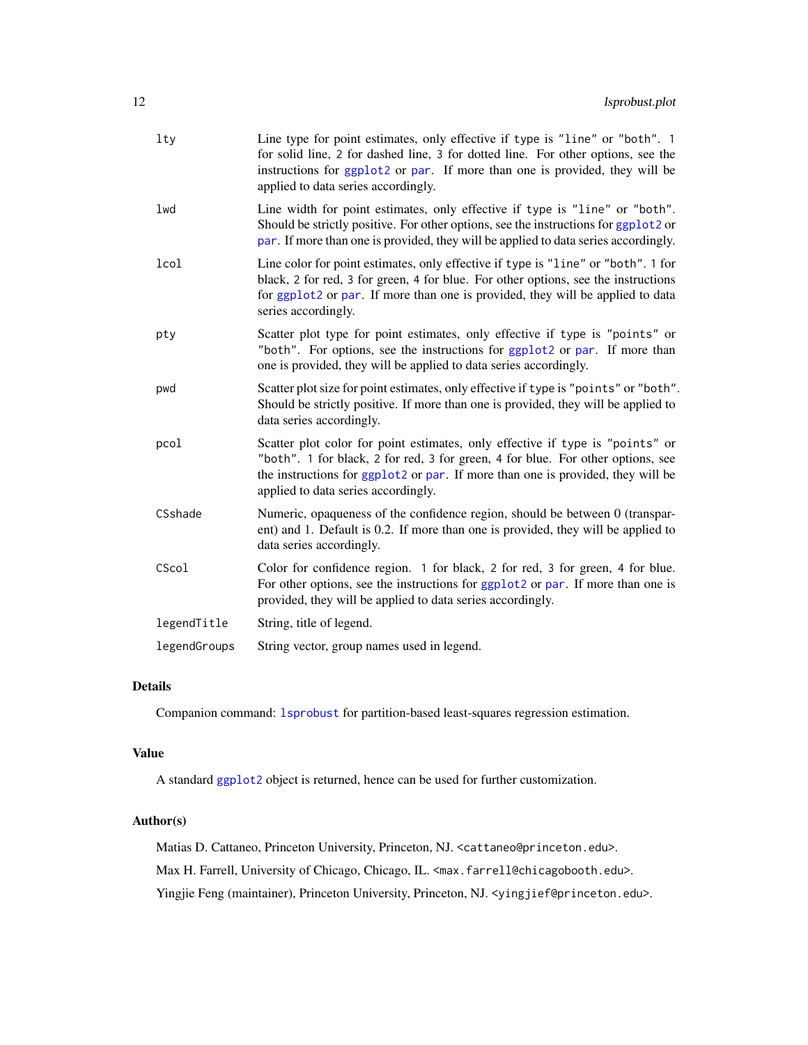| | |
|---|---|
| `lty` | Line type for point estimates, only effective if `type` is `"line"` or `"both"`. `1` for solid line, `2` for dashed line, `3` for dotted line. For other options, see the instructions for `ggplot2` or `par`. If more than one is provided, they will be applied to data series accordingly. |
| `lwd` | Line width for point estimates, only effective if `type` is `"line"` or `"both"`. Should be strictly positive. For other options, see the instructions for `ggplot2` or `par`. If more than one is provided, they will be applied to data series accordingly. |
| `lcol` | Line color for point estimates, only effective if `type` is `"line"` or `"both"`. `1` for black, `2` for red, `3` for green, `4` for blue. For other options, see the instructions for `ggplot2` or `par`. If more than one is provided, they will be applied to data series accordingly. |
| `pty` | Scatter plot type for point estimates, only effective if `type` is `"points"` or `"both"`. For options, see the instructions for `ggplot2` or `par`. If more than one is provided, they will be applied to data series accordingly. |
| `pwd` | Scatter plot size for point estimates, only effective if `type` is `"points"` or `"both"`. Should be strictly positive. If more than one is provided, they will be applied to data series accordingly. |
| `pcol` | Scatter plot color for point estimates, only effective if `type` is `"points"` or `"both"`. `1` for black, `2` for red, `3` for green, `4` for blue. For other options, see the instructions for `ggplot2` or `par`. If more than one is provided, they will be applied to data series accordingly. |
| `CSshade` | Numeric, opaqueness of the confidence region, should be between 0 (transparent) and 1. Default is 0.2. If more than one is provided, they will be applied to data series accordingly. |
| `CScol` | Color for confidence region. `1` for black, `2` for red, `3` for green, `4` for blue. For other options, see the instructions for `ggplot2` or `par`. If more than one is provided, they will be applied to data series accordingly. |
| `legendTitle` | String, title of legend. |
| `legendGroups` | String vector, group names used in legend. |

### Details

Companion command: `lsprobust` for partition-based least-squares regression estimation.

### Value

A standard `ggplot2` object is returned, hence can be used for further customization.

### Author(s)

Matias D. Cattaneo, Princeton University, Princeton, NJ. <cattaneo@princeton.edu>.

Max H. Farrell, University of Chicago, Chicago, IL. <max.farrell@chicagobooth.edu>.

Yingjie Feng (maintainer), Princeton University, Princeton, NJ. <yingjief@princeton.edu>.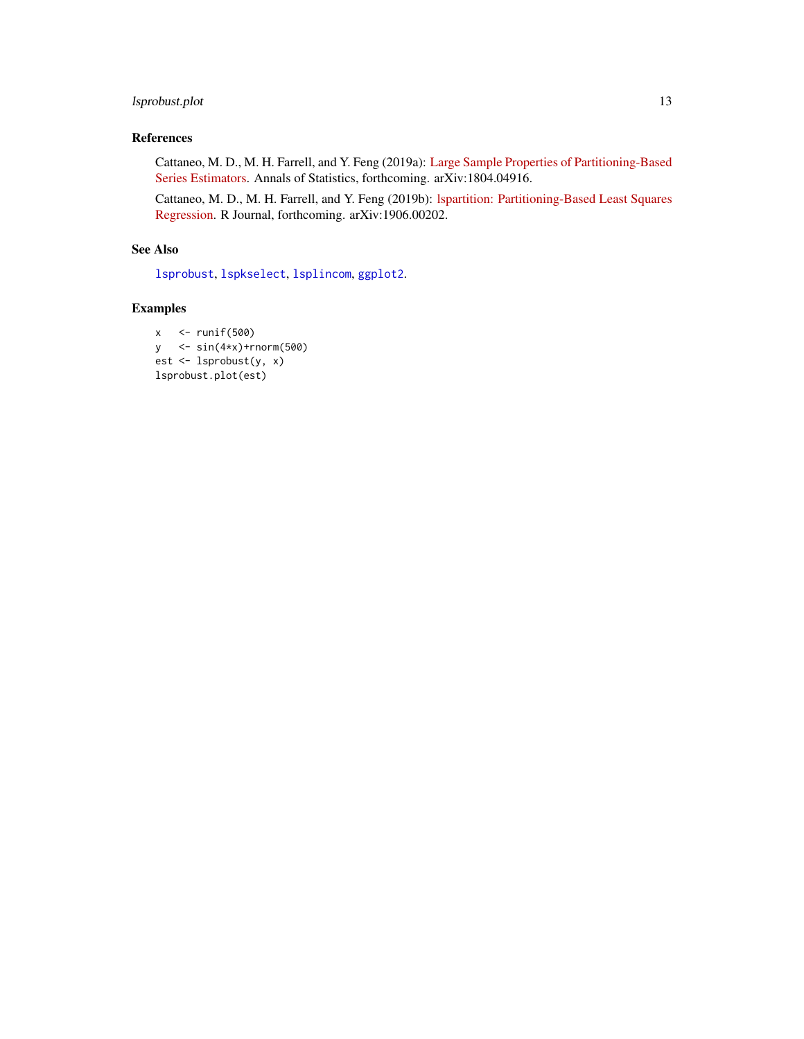## References

Cattaneo, M. D., M. H. Farrell, and Y. Feng (2019a): Large Sample Properties of Partitioning-Based Series Estimators. Annals of Statistics, forthcoming. arXiv:1804.04916.

Cattaneo, M. D., M. H. Farrell, and Y. Feng (2019b): lspartition: Partitioning-Based Least Squares Regression. R Journal, forthcoming. arXiv:1906.00202.

## See Also

`lsprobust`, `lspkselect`, `lsplincom`, `ggplot2`.

## Examples

```
x   <- runif(500)
y   <- sin(4*x)+rnorm(500)
est <- lsprobust(y, x)
lsprobust.plot(est)
```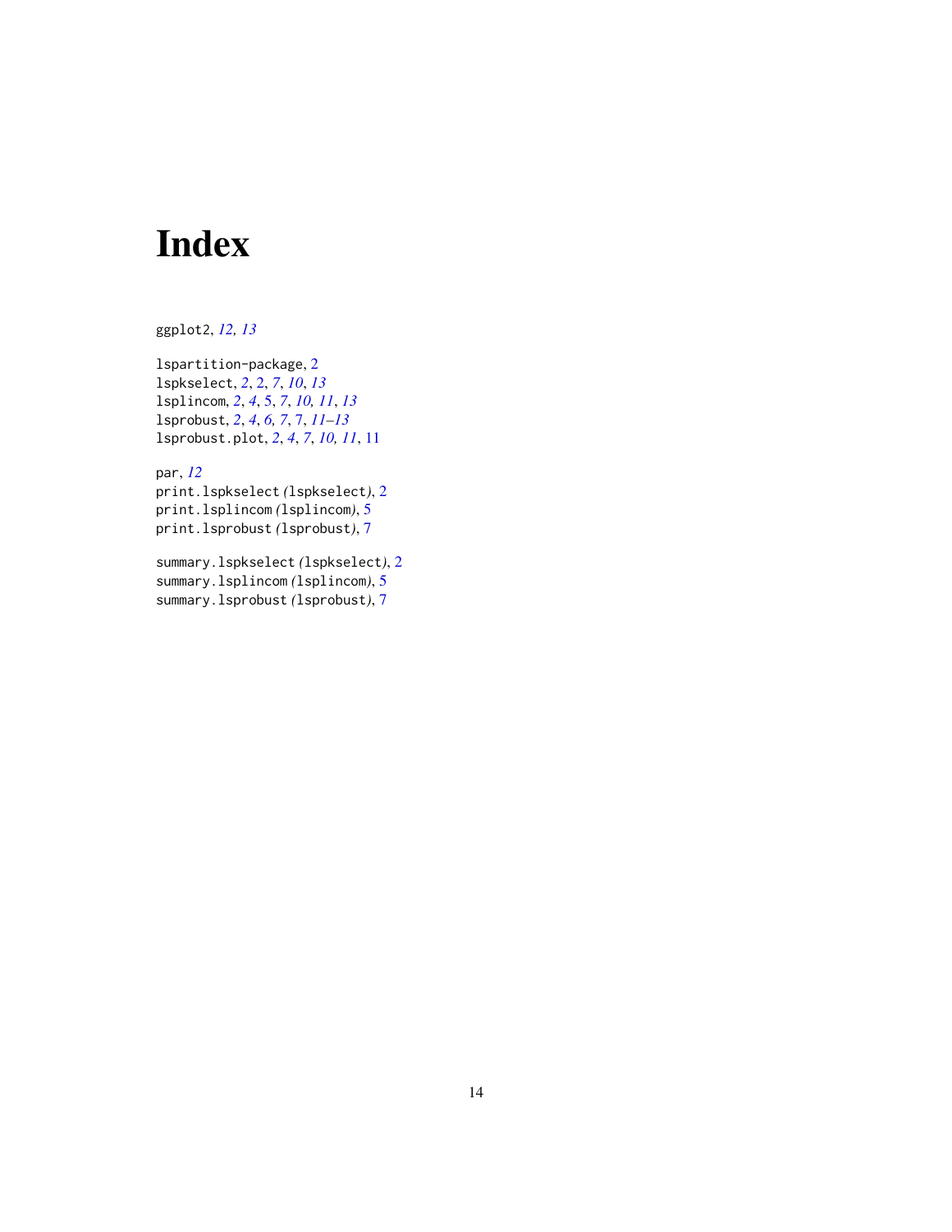# Index

ggplot2, *12, 13*

lspartition-package, 2
lspkselect, *2*, 2, *7*, *10*, *13*
lsplincom, *2*, *4*, 5, *7*, *10, 11*, *13*
lsprobust, *2*, *4*, *6, 7*, 7, *11–13*
lsprobust.plot, *2*, *4*, *7*, *10, 11*, 11

par, *12*
print.lspkselect *(*lspkselect*)*, 2
print.lsplincom *(*lsplincom*)*, 5
print.lsprobust *(*lsprobust*)*, 7

summary.lspkselect *(*lspkselect*)*, 2
summary.lsplincom *(*lsplincom*)*, 5
summary.lsprobust *(*lsprobust*)*, 7